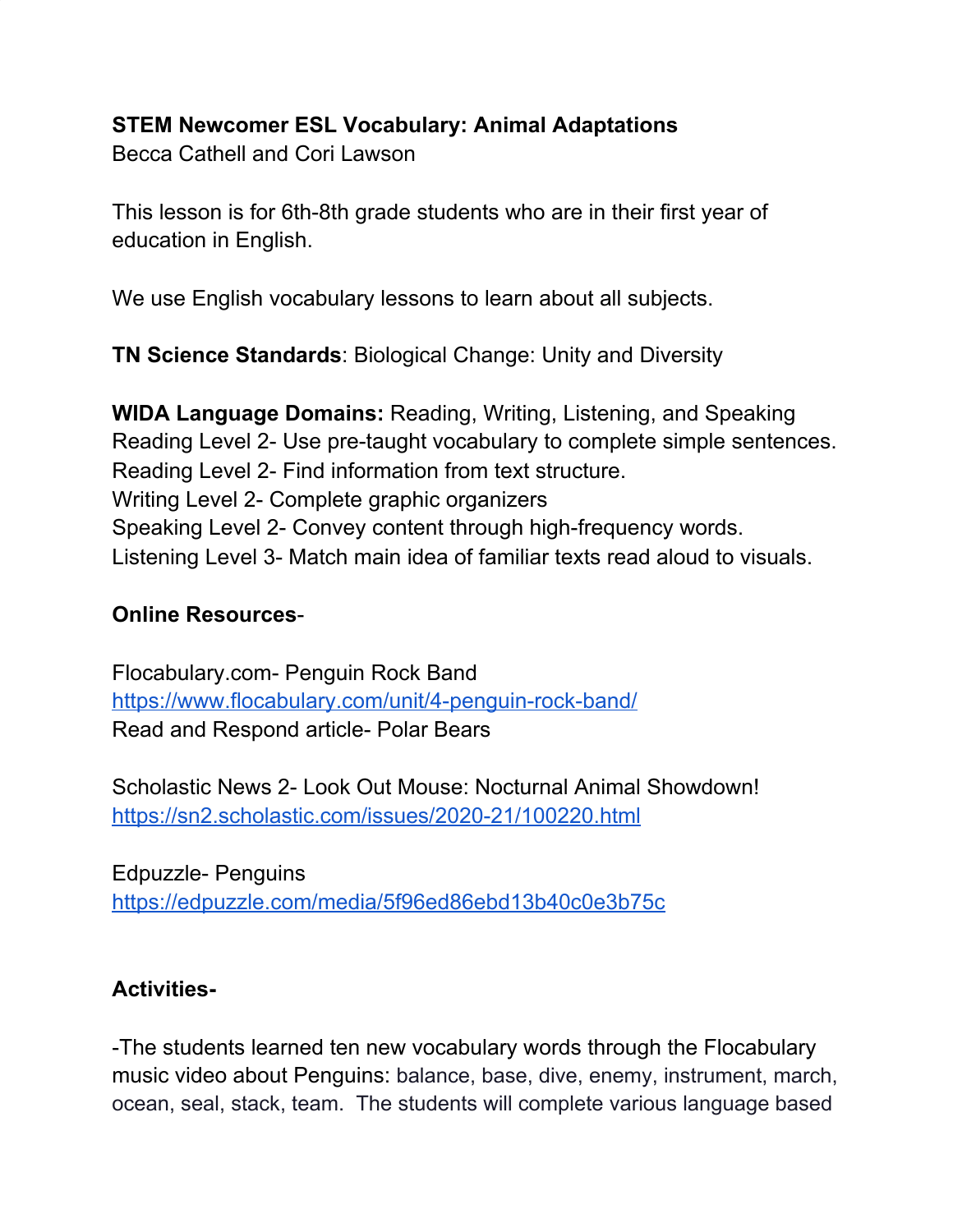**STEM Newcomer ESL Vocabulary: Animal Adaptations**
Becca Cathell and Cori Lawson

This lesson is for 6th-8th grade students who are in their first year of education in English.

We use English vocabulary lessons to learn about all subjects.

**TN Science Standards**: Biological Change: Unity and Diversity

**WIDA Language Domains:** Reading, Writing, Listening, and Speaking
Reading Level 2- Use pre-taught vocabulary to complete simple sentences.
Reading Level 2- Find information from text structure.
Writing Level 2- Complete graphic organizers
Speaking Level 2- Convey content through high-frequency words.
Listening Level 3- Match main idea of familiar texts read aloud to visuals.

**Online Resources**-

Flocabulary.com- Penguin Rock Band
https://www.flocabulary.com/unit/4-penguin-rock-band/
Read and Respond article- Polar Bears

Scholastic News 2- Look Out Mouse: Nocturnal Animal Showdown!
https://sn2.scholastic.com/issues/2020-21/100220.html

Edpuzzle- Penguins
https://edpuzzle.com/media/5f96ed86ebd13b40c0e3b75c

**Activities-**

-The students learned ten new vocabulary words through the Flocabulary music video about Penguins: balance, base, dive, enemy, instrument, march, ocean, seal, stack, team. The students will complete various language based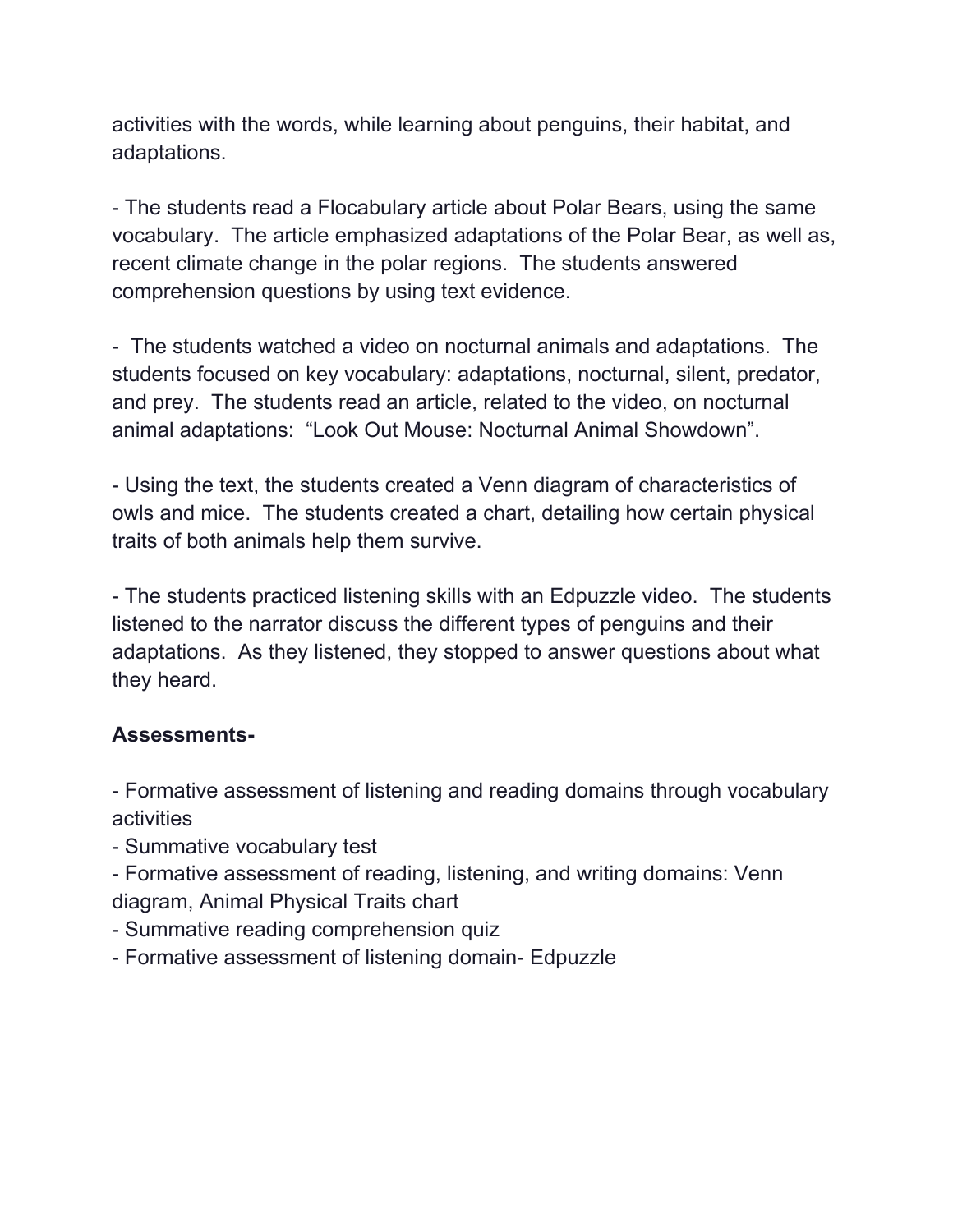activities with the words, while learning about penguins, their habitat, and adaptations.

- The students read a Flocabulary article about Polar Bears, using the same vocabulary. The article emphasized adaptations of the Polar Bear, as well as, recent climate change in the polar regions. The students answered comprehension questions by using text evidence.

- The students watched a video on nocturnal animals and adaptations. The students focused on key vocabulary: adaptations, nocturnal, silent, predator, and prey. The students read an article, related to the video, on nocturnal animal adaptations: "Look Out Mouse: Nocturnal Animal Showdown".

- Using the text, the students created a Venn diagram of characteristics of owls and mice. The students created a chart, detailing how certain physical traits of both animals help them survive.

- The students practiced listening skills with an Edpuzzle video. The students listened to the narrator discuss the different types of penguins and their adaptations. As they listened, they stopped to answer questions about what they heard.

**Assessments-**

- Formative assessment of listening and reading domains through vocabulary activities
- Summative vocabulary test
- Formative assessment of reading, listening, and writing domains: Venn diagram, Animal Physical Traits chart
- Summative reading comprehension quiz
- Formative assessment of listening domain- Edpuzzle